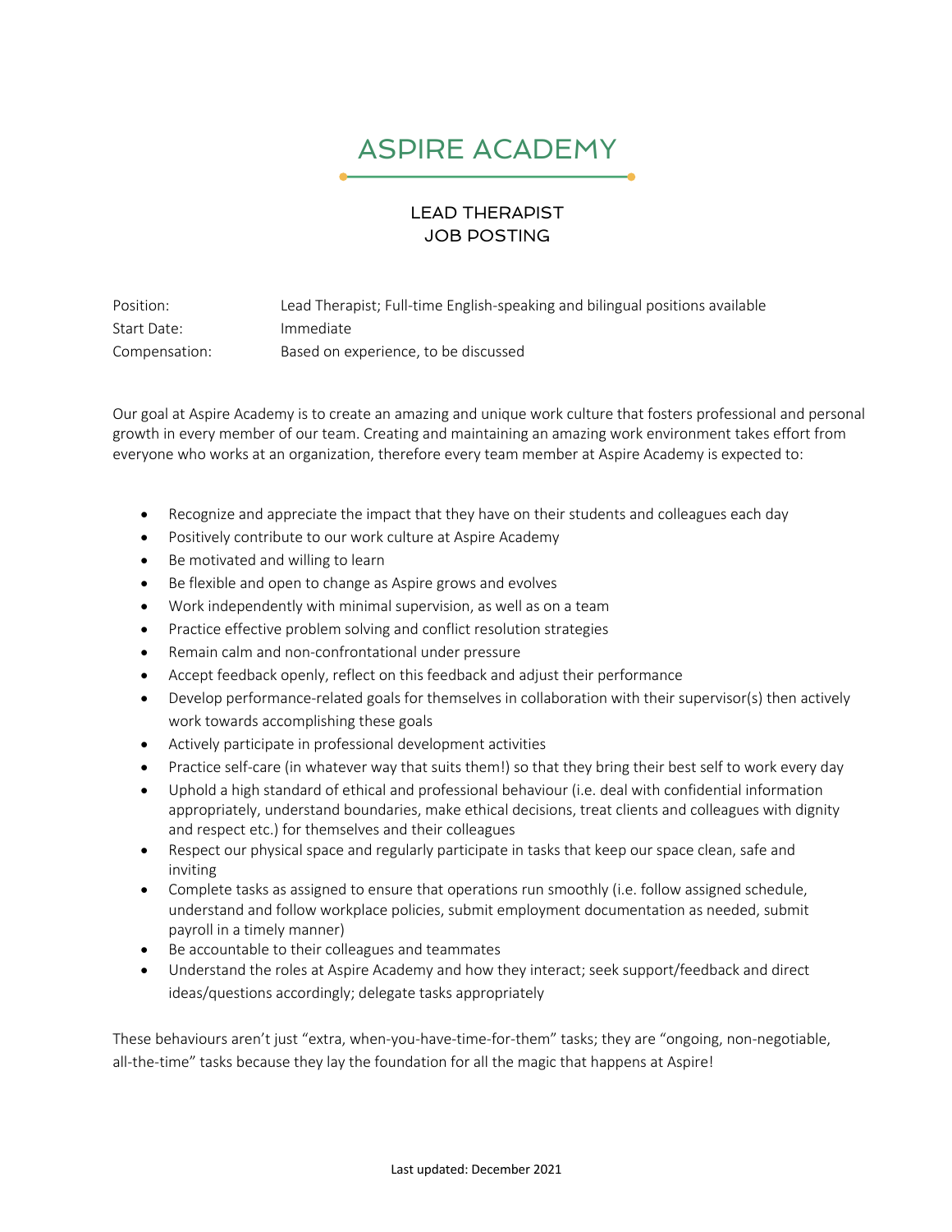# ASPIRE ACADEMY

## LEAD THERAPIST JOB POSTING

| | |
|---|---|
| Position: | Lead Therapist; Full-time English-speaking and bilingual positions available |
| Start Date: | Immediate |
| Compensation: | Based on experience, to be discussed |

Our goal at Aspire Academy is to create an amazing and unique work culture that fosters professional and personal growth in every member of our team. Creating and maintaining an amazing work environment takes effort from everyone who works at an organization, therefore every team member at Aspire Academy is expected to:

- Recognize and appreciate the impact that they have on their students and colleagues each day
- Positively contribute to our work culture at Aspire Academy
- Be motivated and willing to learn
- Be flexible and open to change as Aspire grows and evolves
- Work independently with minimal supervision, as well as on a team
- Practice effective problem solving and conflict resolution strategies
- Remain calm and non-confrontational under pressure
- Accept feedback openly, reflect on this feedback and adjust their performance
- Develop performance-related goals for themselves in collaboration with their supervisor(s) then actively work towards accomplishing these goals
- Actively participate in professional development activities
- Practice self-care (in whatever way that suits them!) so that they bring their best self to work every day
- Uphold a high standard of ethical and professional behaviour (i.e. deal with confidential information appropriately, understand boundaries, make ethical decisions, treat clients and colleagues with dignity and respect etc.) for themselves and their colleagues
- Respect our physical space and regularly participate in tasks that keep our space clean, safe and inviting
- Complete tasks as assigned to ensure that operations run smoothly (i.e. follow assigned schedule, understand and follow workplace policies, submit employment documentation as needed, submit payroll in a timely manner)
- Be accountable to their colleagues and teammates
- Understand the roles at Aspire Academy and how they interact; seek support/feedback and direct ideas/questions accordingly; delegate tasks appropriately

These behaviours aren't just "extra, when-you-have-time-for-them" tasks; they are "ongoing, non-negotiable, all-the-time" tasks because they lay the foundation for all the magic that happens at Aspire!

Last updated: December 2021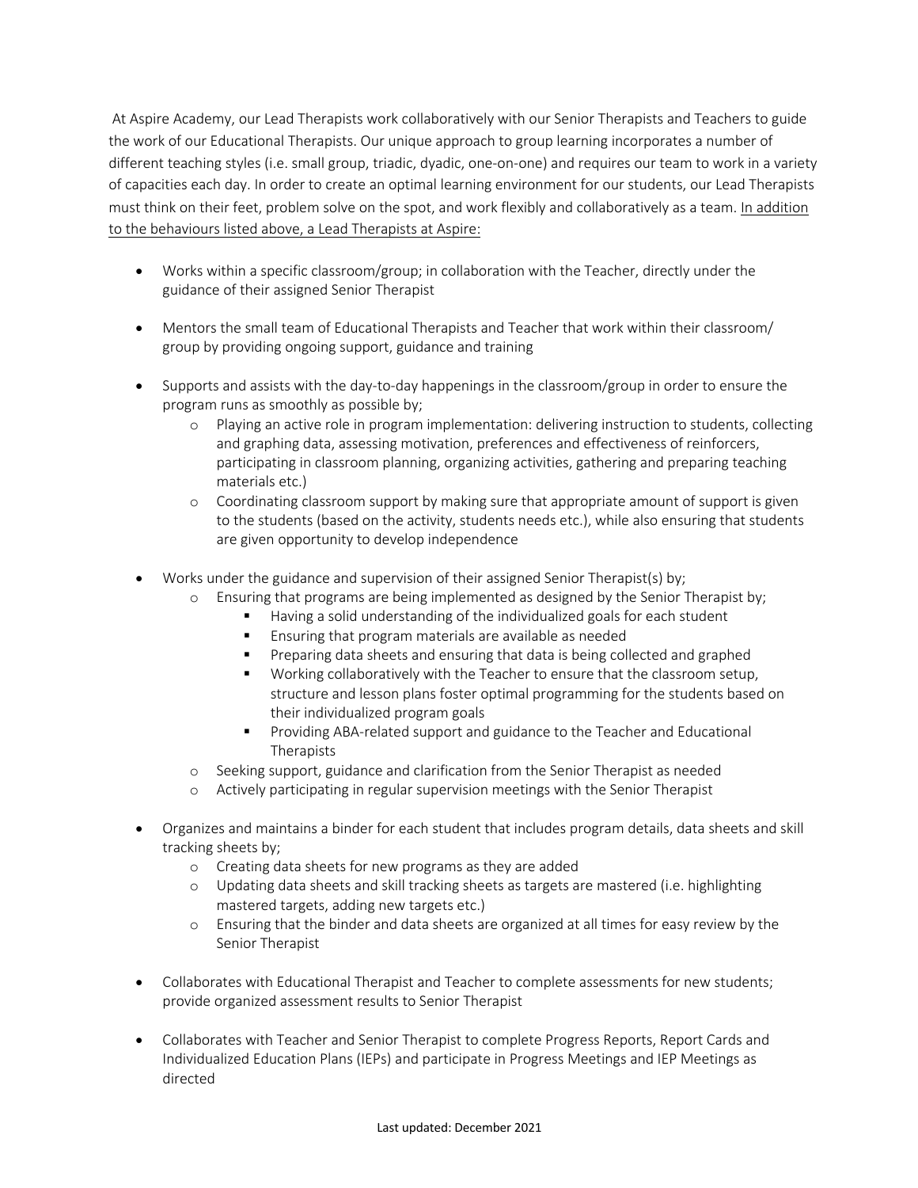At Aspire Academy, our Lead Therapists work collaboratively with our Senior Therapists and Teachers to guide the work of our Educational Therapists. Our unique approach to group learning incorporates a number of different teaching styles (i.e. small group, triadic, dyadic, one-on-one) and requires our team to work in a variety of capacities each day. In order to create an optimal learning environment for our students, our Lead Therapists must think on their feet, problem solve on the spot, and work flexibly and collaboratively as a team. <u>In addition to the behaviours listed above, a Lead Therapists at Aspire:</u>

- Works within a specific classroom/group; in collaboration with the Teacher, directly under the guidance of their assigned Senior Therapist
- Mentors the small team of Educational Therapists and Teacher that work within their classroom/ group by providing ongoing support, guidance and training
- Supports and assists with the day-to-day happenings in the classroom/group in order to ensure the program runs as smoothly as possible by;
    - Playing an active role in program implementation: delivering instruction to students, collecting and graphing data, assessing motivation, preferences and effectiveness of reinforcers, participating in classroom planning, organizing activities, gathering and preparing teaching materials etc.)
    - Coordinating classroom support by making sure that appropriate amount of support is given to the students (based on the activity, students needs etc.), while also ensuring that students are given opportunity to develop independence
- Works under the guidance and supervision of their assigned Senior Therapist(s) by;
    - Ensuring that programs are being implemented as designed by the Senior Therapist by;
        - Having a solid understanding of the individualized goals for each student
        - Ensuring that program materials are available as needed
        - Preparing data sheets and ensuring that data is being collected and graphed
        - Working collaboratively with the Teacher to ensure that the classroom setup, structure and lesson plans foster optimal programming for the students based on their individualized program goals
        - Providing ABA-related support and guidance to the Teacher and Educational Therapists
    - Seeking support, guidance and clarification from the Senior Therapist as needed
    - Actively participating in regular supervision meetings with the Senior Therapist
- Organizes and maintains a binder for each student that includes program details, data sheets and skill tracking sheets by;
    - Creating data sheets for new programs as they are added
    - Updating data sheets and skill tracking sheets as targets are mastered (i.e. highlighting mastered targets, adding new targets etc.)
    - Ensuring that the binder and data sheets are organized at all times for easy review by the Senior Therapist
- Collaborates with Educational Therapist and Teacher to complete assessments for new students; provide organized assessment results to Senior Therapist
- Collaborates with Teacher and Senior Therapist to complete Progress Reports, Report Cards and Individualized Education Plans (IEPs) and participate in Progress Meetings and IEP Meetings as directed

Last updated: December 2021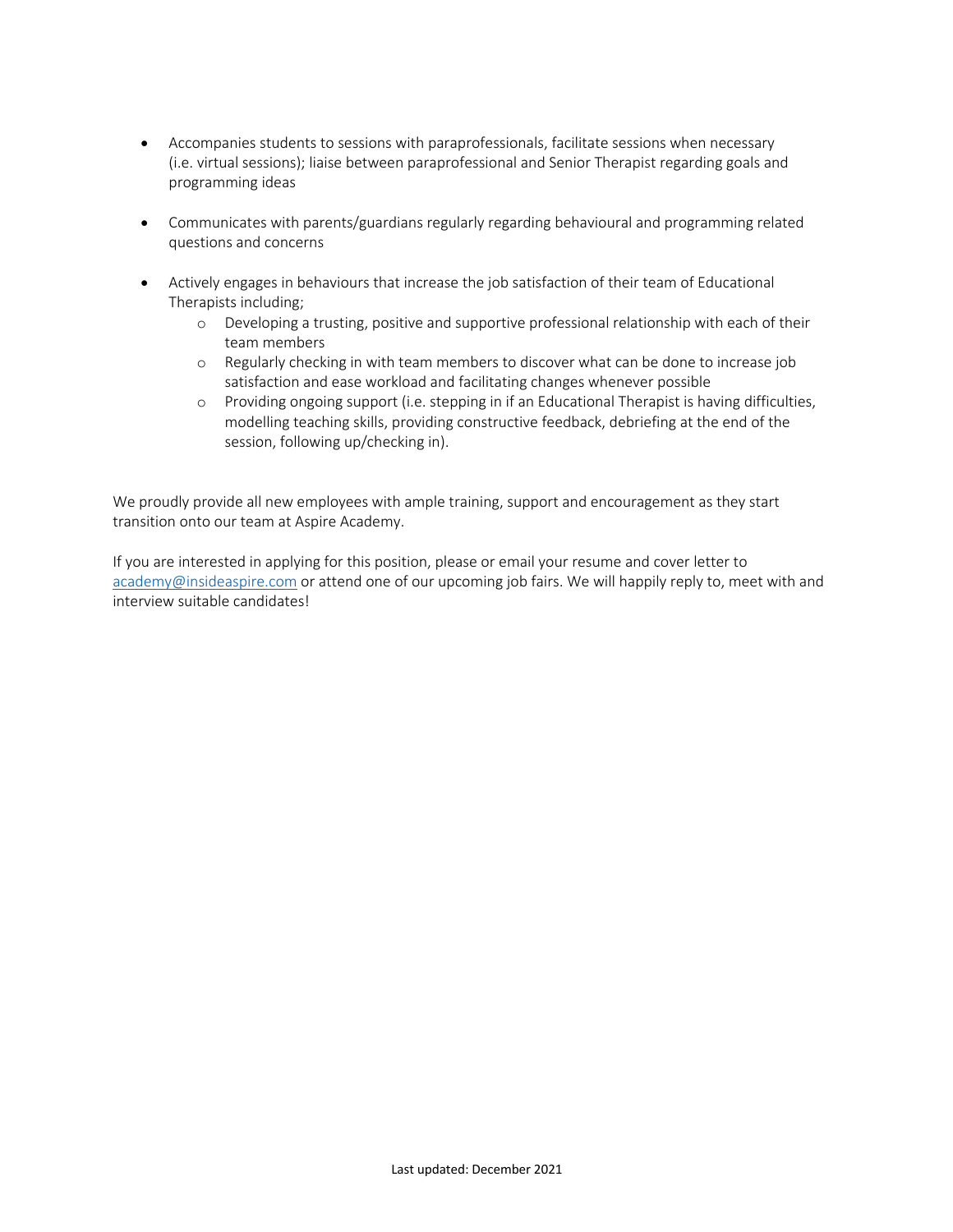- Accompanies students to sessions with paraprofessionals, facilitate sessions when necessary (i.e. virtual sessions); liaise between paraprofessional and Senior Therapist regarding goals and programming ideas

- Communicates with parents/guardians regularly regarding behavioural and programming related questions and concerns

- Actively engages in behaviours that increase the job satisfaction of their team of Educational Therapists including;
  - Developing a trusting, positive and supportive professional relationship with each of their team members
  - Regularly checking in with team members to discover what can be done to increase job satisfaction and ease workload and facilitating changes whenever possible
  - Providing ongoing support (i.e. stepping in if an Educational Therapist is having difficulties, modelling teaching skills, providing constructive feedback, debriefing at the end of the session, following up/checking in).

We proudly provide all new employees with ample training, support and encouragement as they start transition onto our team at Aspire Academy.

If you are interested in applying for this position, please or email your resume and cover letter to [academy@insideaspire.com](mailto:academy@insideaspire.com) or attend one of our upcoming job fairs. We will happily reply to, meet with and interview suitable candidates!

Last updated: December 2021